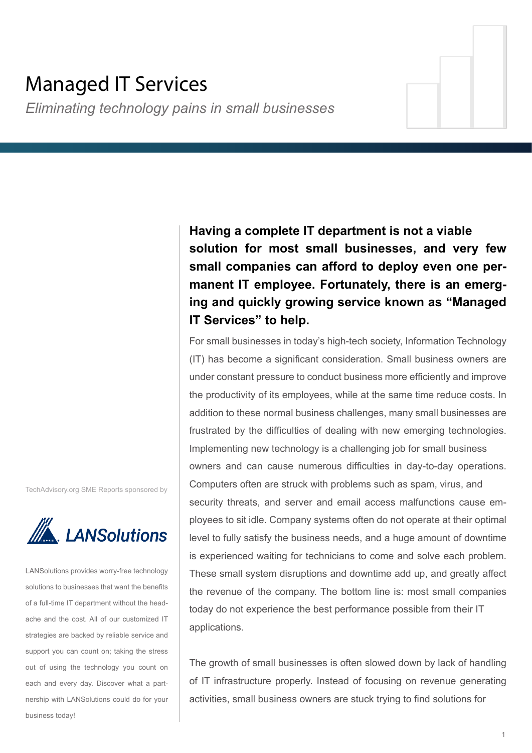# Managed IT Services

*Eliminating technology pains in small businesses*

**Having a complete IT department is not a viable solution for most small businesses, and very few small companies can afford to deploy even one permanent IT employee. Fortunately, there is an emerging and quickly growing service known as "Managed IT Services" to help.**

For small businesses in today's high-tech society, Information Technology (IT) has become a significant consideration. Small business owners are under constant pressure to conduct business more efficiently and improve the productivity of its employees, while at the same time reduce costs. In addition to these normal business challenges, many small businesses are frustrated by the difficulties of dealing with new emerging technologies. Implementing new technology is a challenging job for small business owners and can cause numerous difficulties in day-to-day operations. Computers often are struck with problems such as spam, virus, and security threats, and server and email access malfunctions cause employees to sit idle. Company systems often do not operate at their optimal level to fully satisfy the business needs, and a huge amount of downtime is experienced waiting for technicians to come and solve each problem. These small system disruptions and downtime add up, and greatly affect the revenue of the company. The bottom line is: most small companies today do not experience the best performance possible from their IT applications.

The growth of small businesses is often slowed down by lack of handling of IT infrastructure properly. Instead of focusing on revenue generating activities, small business owners are stuck trying to find solutions for

TechAdvisory.org SME Reports sponsored by

LANSolutions

LANSolutions provides worry-free technology solutions to businesses that want the benefits of a full-time IT department without the headache and the cost. All of our customized IT strategies are backed by reliable service and support you can count on; taking the stress out of using the technology you count on each and every day. Discover what a partnership with LANSolutions could do for your business today!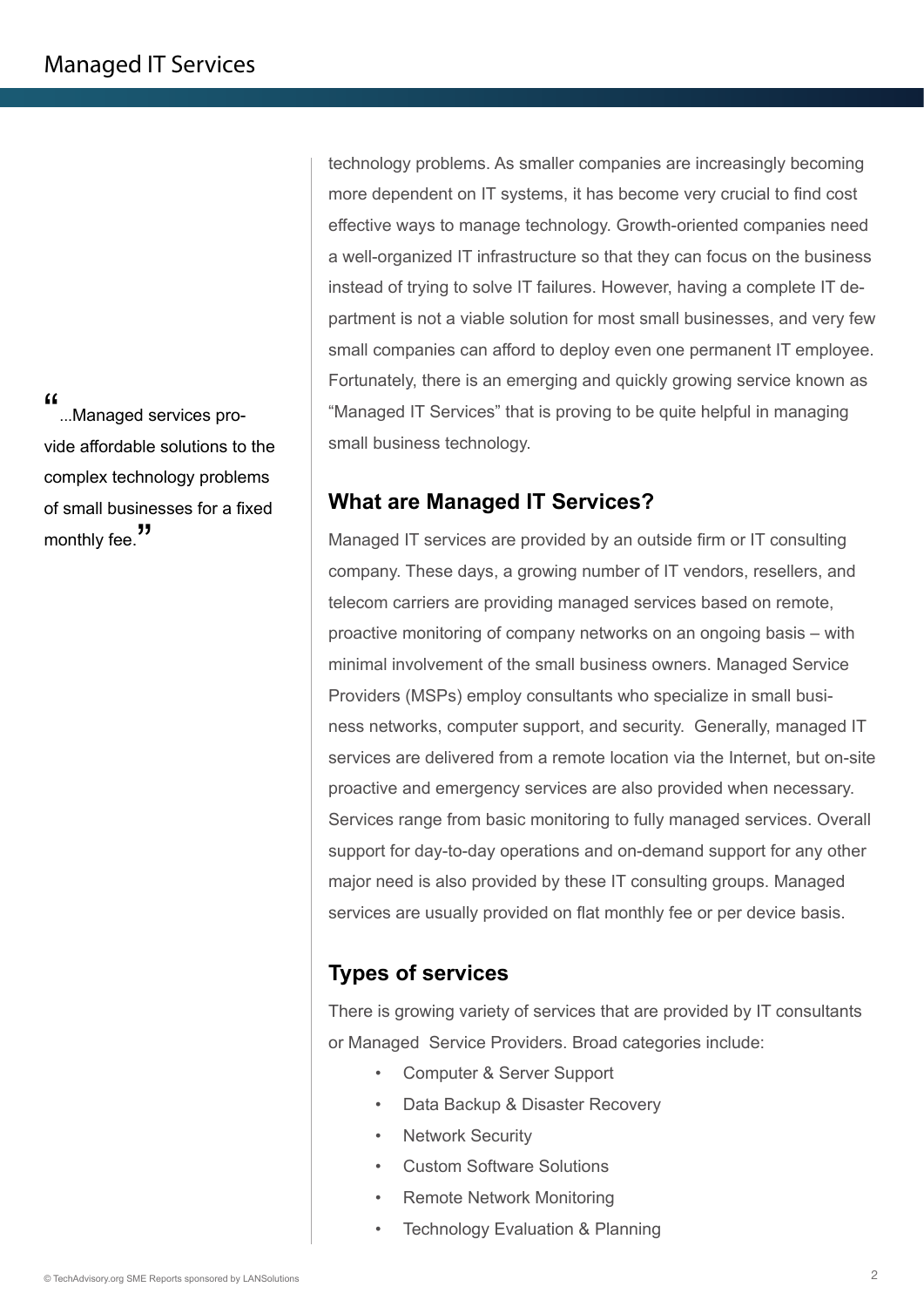technology problems. As smaller companies are increasingly becoming more dependent on IT systems, it has become very crucial to find cost effective ways to manage technology. Growth-oriented companies need a well-organized IT infrastructure so that they can focus on the business instead of trying to solve IT failures. However, having a complete IT department is not a viable solution for most small businesses, and very few small companies can afford to deploy even one permanent IT employee. Fortunately, there is an emerging and quickly growing service known as "Managed IT Services" that is proving to be quite helpful in managing small business technology.

> "...Managed services provide affordable solutions to the complex technology problems of small businesses for a fixed monthly fee."

## What are Managed IT Services?

Managed IT services are provided by an outside firm or IT consulting company. These days, a growing number of IT vendors, resellers, and telecom carriers are providing managed services based on remote, proactive monitoring of company networks on an ongoing basis – with minimal involvement of the small business owners. Managed Service Providers (MSPs) employ consultants who specialize in small business networks, computer support, and security. Generally, managed IT services are delivered from a remote location via the Internet, but on-site proactive and emergency services are also provided when necessary. Services range from basic monitoring to fully managed services. Overall support for day-to-day operations and on-demand support for any other major need is also provided by these IT consulting groups. Managed services are usually provided on flat monthly fee or per device basis.

## Types of services

There is growing variety of services that are provided by IT consultants or Managed Service Providers. Broad categories include:

- Computer & Server Support
- Data Backup & Disaster Recovery
- Network Security
- Custom Software Solutions
- Remote Network Monitoring
- Technology Evaluation & Planning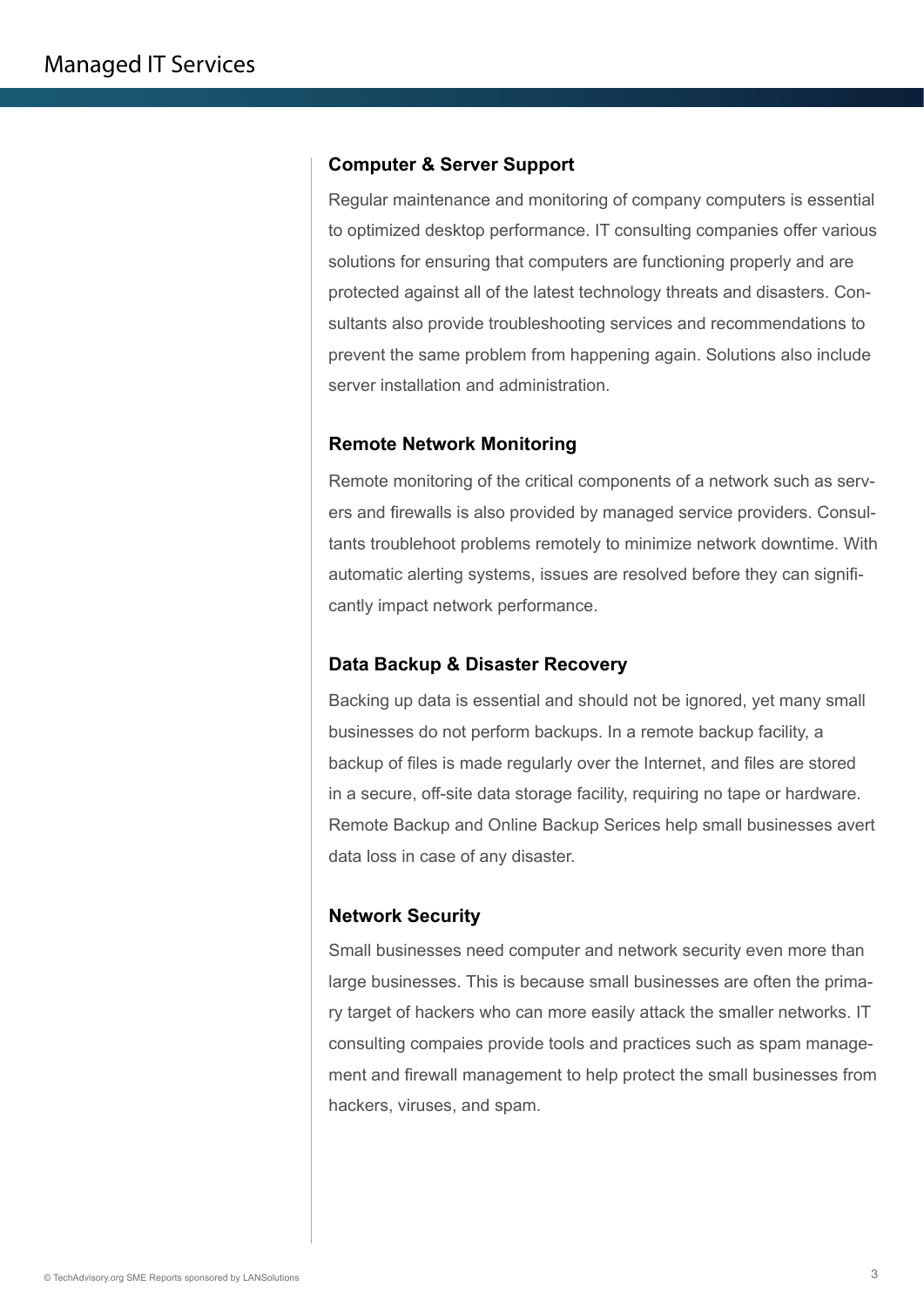### Computer & Server Support

Regular maintenance and monitoring of company computers is essential to optimized desktop performance. IT consulting companies offer various solutions for ensuring that computers are functioning properly and are protected against all of the latest technology threats and disasters. Consultants also provide troubleshooting services and recommendations to prevent the same problem from happening again. Solutions also include server installation and administration.

### Remote Network Monitoring

Remote monitoring of the critical components of a network such as servers and firewalls is also provided by managed service providers. Consultants troublehoot problems remotely to minimize network downtime. With automatic alerting systems, issues are resolved before they can significantly impact network performance.

### Data Backup & Disaster Recovery

Backing up data is essential and should not be ignored, yet many small businesses do not perform backups. In a remote backup facility, a backup of files is made regularly over the Internet, and files are stored in a secure, off-site data storage facility, requiring no tape or hardware. Remote Backup and Online Backup Serices help small businesses avert data loss in case of any disaster.

### Network Security

Small businesses need computer and network security even more than large businesses. This is because small businesses are often the primary target of hackers who can more easily attack the smaller networks. IT consulting compaies provide tools and practices such as spam management and firewall management to help protect the small businesses from hackers, viruses, and spam.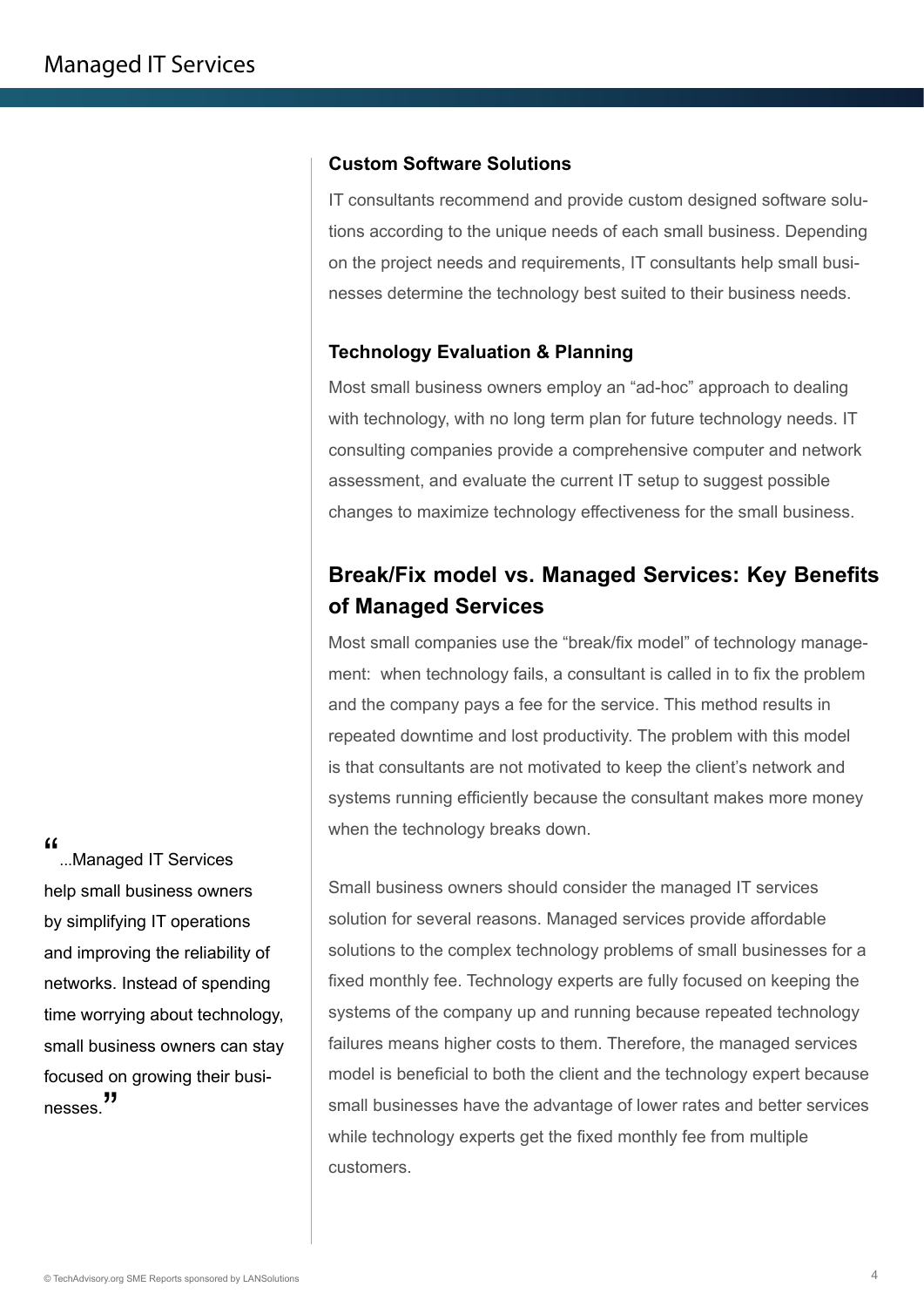### Custom Software Solutions

IT consultants recommend and provide custom designed software solutions according to the unique needs of each small business. Depending on the project needs and requirements, IT consultants help small businesses determine the technology best suited to their business needs.

### Technology Evaluation & Planning

Most small business owners employ an "ad-hoc" approach to dealing with technology, with no long term plan for future technology needs. IT consulting companies provide a comprehensive computer and network assessment, and evaluate the current IT setup to suggest possible changes to maximize technology effectiveness for the small business.

## Break/Fix model vs. Managed Services: Key Benefits of Managed Services

Most small companies use the "break/fix model" of technology management: when technology fails, a consultant is called in to fix the problem and the company pays a fee for the service. This method results in repeated downtime and lost productivity. The problem with this model is that consultants are not motivated to keep the client's network and systems running efficiently because the consultant makes more money when the technology breaks down.

Small business owners should consider the managed IT services solution for several reasons. Managed services provide affordable solutions to the complex technology problems of small businesses for a fixed monthly fee. Technology experts are fully focused on keeping the systems of the company up and running because repeated technology failures means higher costs to them. Therefore, the managed services model is beneficial to both the client and the technology expert because small businesses have the advantage of lower rates and better services while technology experts get the fixed monthly fee from multiple customers.

> "...Managed IT Services help small business owners by simplifying IT operations and improving the reliability of networks. Instead of spending time worrying about technology, small business owners can stay focused on growing their businesses."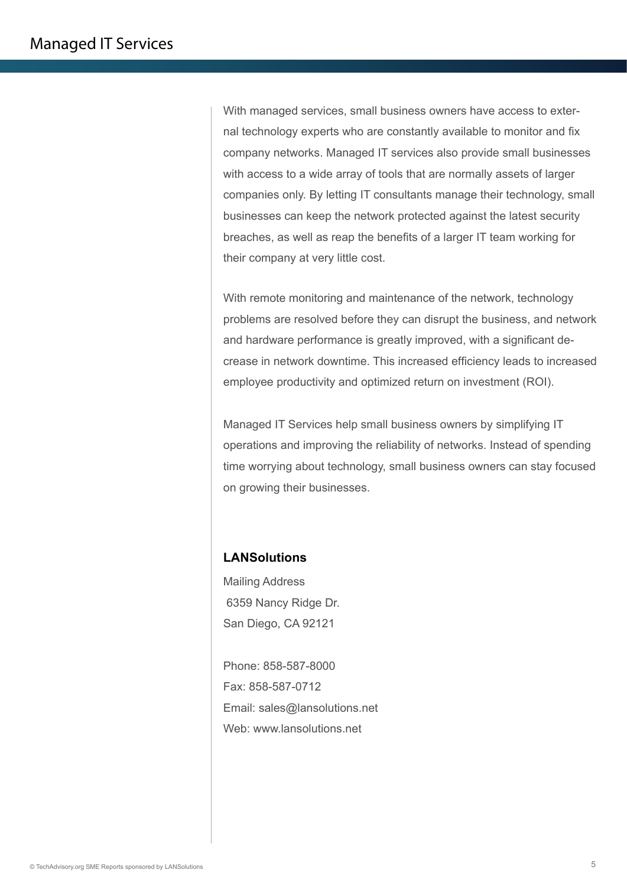With managed services, small business owners have access to external technology experts who are constantly available to monitor and fix company networks. Managed IT services also provide small businesses with access to a wide array of tools that are normally assets of larger companies only. By letting IT consultants manage their technology, small businesses can keep the network protected against the latest security breaches, as well as reap the benefits of a larger IT team working for their company at very little cost.

With remote monitoring and maintenance of the network, technology problems are resolved before they can disrupt the business, and network and hardware performance is greatly improved, with a significant decrease in network downtime. This increased efficiency leads to increased employee productivity and optimized return on investment (ROI).

Managed IT Services help small business owners by simplifying IT operations and improving the reliability of networks. Instead of spending time worrying about technology, small business owners can stay focused on growing their businesses.

**LANSolutions**

Mailing Address
6359 Nancy Ridge Dr.
San Diego, CA 92121

Phone: 858-587-8000
Fax: 858-587-0712
Email: sales@lansolutions.net
Web: www.lansolutions.net